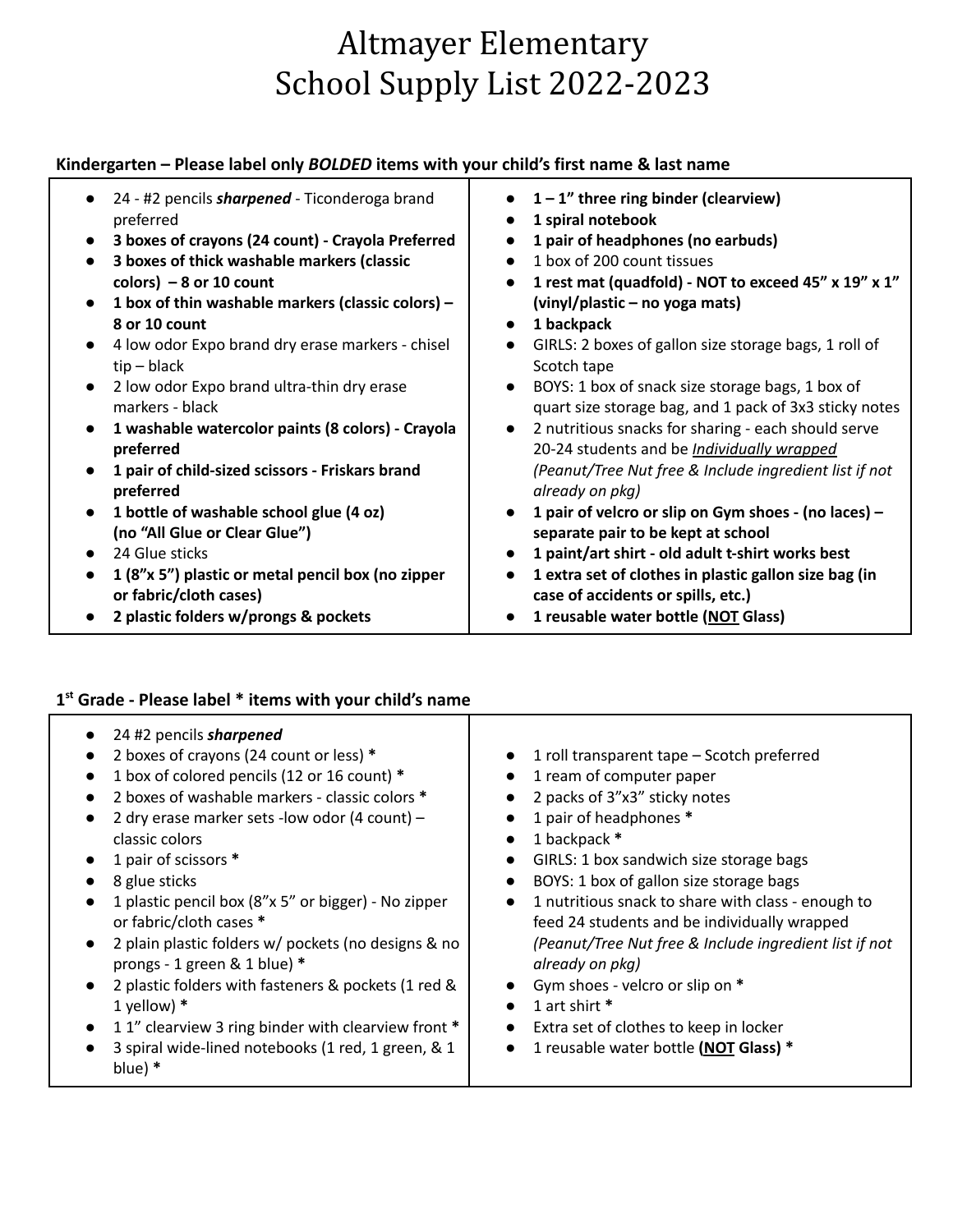# Altmayer Elementary
# School Supply List 2022-2023

## Kindergarten – Please label only ***BOLDED*** items with your child's first name & last name

- 24 - #2 pencils ***sharpened*** - Ticonderoga brand preferred
- **3 boxes of crayons (24 count) - Crayola Preferred**
- **3 boxes of thick washable markers (classic colors) – 8 or 10 count**
- **1 box of thin washable markers (classic colors) – 8 or 10 count**
- 4 low odor Expo brand dry erase markers - chisel tip – black
- 2 low odor Expo brand ultra-thin dry erase markers - black
- **1 washable watercolor paints (8 colors) - Crayola preferred**
- **1 pair of child-sized scissors - Friskars brand preferred**
- **1 bottle of washable school glue (4 oz) (no "All Glue or Clear Glue")**
- 24 Glue sticks
- **1 (8"x 5") plastic or metal pencil box (no zipper or fabric/cloth cases)**
- **2 plastic folders w/prongs & pockets**
- **1 – 1" three ring binder (clearview)**
- **1 spiral notebook**
- **1 pair of headphones (no earbuds)**
- 1 box of 200 count tissues
- **1 rest mat (quadfold) - NOT to exceed 45" x 19" x 1" (vinyl/plastic – no yoga mats)**
- **1 backpack**
- GIRLS: 2 boxes of gallon size storage bags, 1 roll of Scotch tape
- BOYS: 1 box of snack size storage bags, 1 box of quart size storage bag, and 1 pack of 3x3 sticky notes
- 2 nutritious snacks for sharing - each should serve 20-24 students and be <u>*Individually wrapped*</u> *(Peanut/Tree Nut free & Include ingredient list if not already on pkg)*
- **1 pair of velcro or slip on Gym shoes - (no laces) – separate pair to be kept at school**
- **1 paint/art shirt - old adult t-shirt works best**
- **1 extra set of clothes in plastic gallon size bag (in case of accidents or spills, etc.)**
- **1 reusable water bottle (<u>NOT</u> Glass)**

## 1st Grade - Please label * items with your child's name

- 24 #2 pencils ***sharpened***
- 2 boxes of crayons (24 count or less) *
- 1 box of colored pencils (12 or 16 count) *
- 2 boxes of washable markers - classic colors *
- 2 dry erase marker sets -low odor (4 count) – classic colors
- 1 pair of scissors *
- 8 glue sticks
- 1 plastic pencil box (8"x 5" or bigger) - No zipper or fabric/cloth cases *
- 2 plain plastic folders w/ pockets (no designs & no prongs - 1 green & 1 blue) *
- 2 plastic folders with fasteners & pockets (1 red & 1 yellow) *
- 1 1" clearview 3 ring binder with clearview front *
- 3 spiral wide-lined notebooks (1 red, 1 green, & 1 blue) *
- 1 roll transparent tape – Scotch preferred
- 1 ream of computer paper
- 2 packs of 3"x3" sticky notes
- 1 pair of headphones *
- 1 backpack *
- GIRLS: 1 box sandwich size storage bags
- BOYS: 1 box of gallon size storage bags
- 1 nutritious snack to share with class - enough to feed 24 students and be individually wrapped *(Peanut/Tree Nut free & Include ingredient list if not already on pkg)*
- Gym shoes - velcro or slip on *
- 1 art shirt *
- Extra set of clothes to keep in locker
- 1 reusable water bottle **(<u>NOT</u> Glass)** *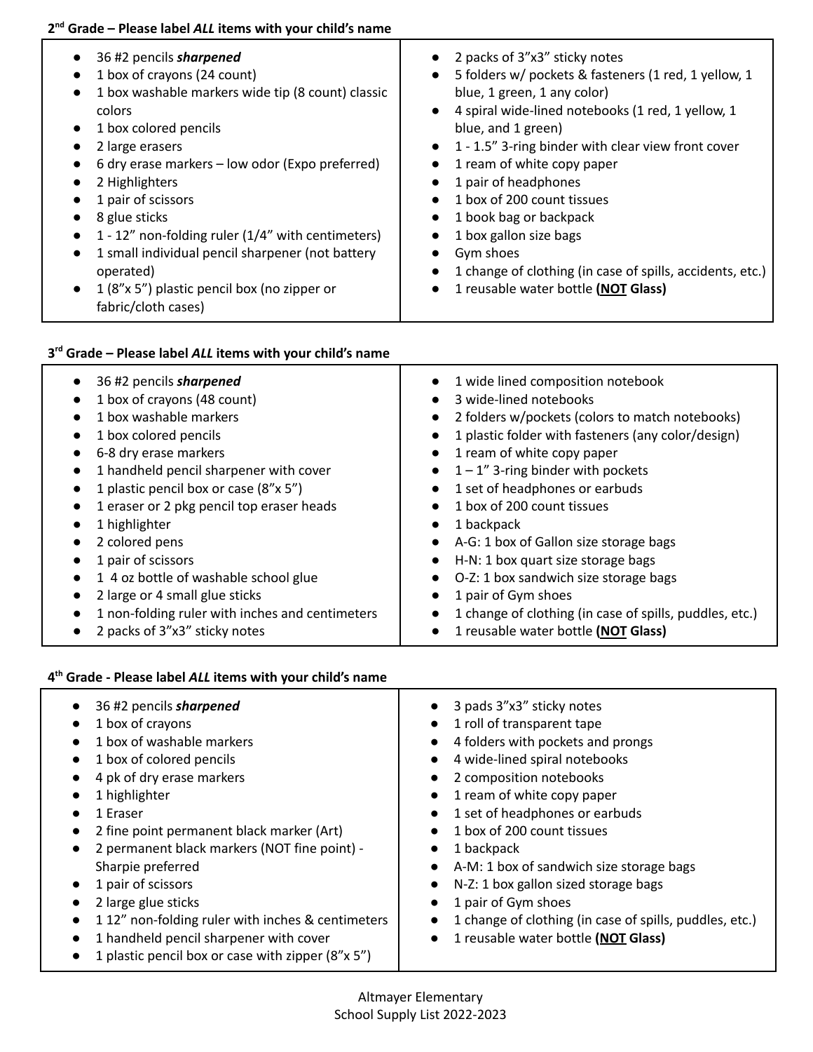### 2nd Grade – Please label *ALL* items with your child's name

- 36 #2 pencils ***sharpened***
- 1 box of crayons (24 count)
- 1 box washable markers wide tip (8 count) classic colors
- 1 box colored pencils
- 2 large erasers
- 6 dry erase markers – low odor (Expo preferred)
- 2 Highlighters
- 1 pair of scissors
- 8 glue sticks
- 1 - 12" non-folding ruler (1/4" with centimeters)
- 1 small individual pencil sharpener (not battery operated)
- 1 (8"x 5") plastic pencil box (no zipper or fabric/cloth cases)
- 2 packs of 3"x3" sticky notes
- 5 folders w/ pockets & fasteners (1 red, 1 yellow, 1 blue, 1 green, 1 any color)
- 4 spiral wide-lined notebooks (1 red, 1 yellow, 1 blue, and 1 green)
- 1 - 1.5" 3-ring binder with clear view front cover
- 1 ream of white copy paper
- 1 pair of headphones
- 1 box of 200 count tissues
- 1 book bag or backpack
- 1 box gallon size bags
- Gym shoes
- 1 change of clothing (in case of spills, accidents, etc.)
- 1 reusable water bottle **(NOT Glass)**

### 3rd Grade – Please label *ALL* items with your child's name

- 36 #2 pencils ***sharpened***
- 1 box of crayons (48 count)
- 1 box washable markers
- 1 box colored pencils
- 6-8 dry erase markers
- 1 handheld pencil sharpener with cover
- 1 plastic pencil box or case (8"x 5")
- 1 eraser or 2 pkg pencil top eraser heads
- 1 highlighter
- 2 colored pens
- 1 pair of scissors
- 1 4 oz bottle of washable school glue
- 2 large or 4 small glue sticks
- 1 non-folding ruler with inches and centimeters
- 2 packs of 3"x3" sticky notes
- 1 wide lined composition notebook
- 3 wide-lined notebooks
- 2 folders w/pockets (colors to match notebooks)
- 1 plastic folder with fasteners (any color/design)
- 1 ream of white copy paper
- 1 – 1" 3-ring binder with pockets
- 1 set of headphones or earbuds
- 1 box of 200 count tissues
- 1 backpack
- A-G: 1 box of Gallon size storage bags
- H-N: 1 box quart size storage bags
- O-Z: 1 box sandwich size storage bags
- 1 pair of Gym shoes
- 1 change of clothing (in case of spills, puddles, etc.)
- 1 reusable water bottle **(NOT Glass)**

### 4th Grade - Please label *ALL* items with your child's name

- 36 #2 pencils ***sharpened***
- 1 box of crayons
- 1 box of washable markers
- 1 box of colored pencils
- 4 pk of dry erase markers
- 1 highlighter
- 1 Eraser
- 2 fine point permanent black marker (Art)
- 2 permanent black markers (NOT fine point) - Sharpie preferred
- 1 pair of scissors
- 2 large glue sticks
- 1 12" non-folding ruler with inches & centimeters
- 1 handheld pencil sharpener with cover
- 1 plastic pencil box or case with zipper (8"x 5")
- 3 pads 3"x3" sticky notes
- 1 roll of transparent tape
- 4 folders with pockets and prongs
- 4 wide-lined spiral notebooks
- 2 composition notebooks
- 1 ream of white copy paper
- 1 set of headphones or earbuds
- 1 box of 200 count tissues
- 1 backpack
- A-M: 1 box of sandwich size storage bags
- N-Z: 1 box gallon sized storage bags
- 1 pair of Gym shoes
- 1 change of clothing (in case of spills, puddles, etc.)
- 1 reusable water bottle **(NOT Glass)**

Altmayer Elementary
School Supply List 2022-2023